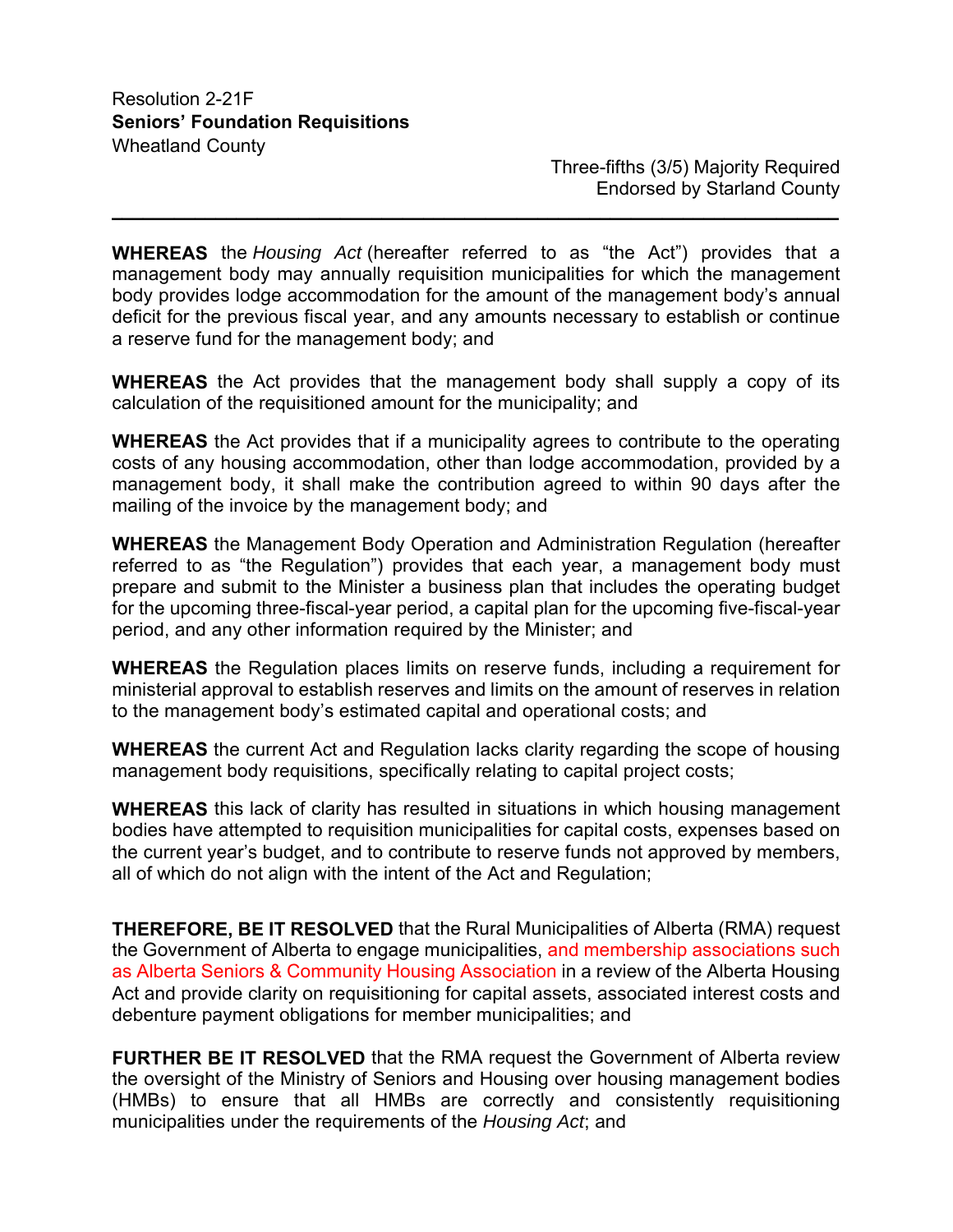Resolution 2-21F
**Seniors' Foundation Requisitions**
Wheatland County

Three-fifths (3/5) Majority Required
Endorsed by Starland County

---

**WHEREAS** the *Housing Act* (hereafter referred to as "the Act") provides that a management body may annually requisition municipalities for which the management body provides lodge accommodation for the amount of the management body's annual deficit for the previous fiscal year, and any amounts necessary to establish or continue a reserve fund for the management body; and

**WHEREAS** the Act provides that the management body shall supply a copy of its calculation of the requisitioned amount for the municipality; and

**WHEREAS** the Act provides that if a municipality agrees to contribute to the operating costs of any housing accommodation, other than lodge accommodation, provided by a management body, it shall make the contribution agreed to within 90 days after the mailing of the invoice by the management body; and

**WHEREAS** the Management Body Operation and Administration Regulation (hereafter referred to as "the Regulation") provides that each year, a management body must prepare and submit to the Minister a business plan that includes the operating budget for the upcoming three-fiscal-year period, a capital plan for the upcoming five-fiscal-year period, and any other information required by the Minister; and

**WHEREAS** the Regulation places limits on reserve funds, including a requirement for ministerial approval to establish reserves and limits on the amount of reserves in relation to the management body's estimated capital and operational costs; and

**WHEREAS** the current Act and Regulation lacks clarity regarding the scope of housing management body requisitions, specifically relating to capital project costs;

**WHEREAS** this lack of clarity has resulted in situations in which housing management bodies have attempted to requisition municipalities for capital costs, expenses based on the current year's budget, and to contribute to reserve funds not approved by members, all of which do not align with the intent of the Act and Regulation;

**THEREFORE, BE IT RESOLVED** that the Rural Municipalities of Alberta (RMA) request the Government of Alberta to engage municipalities, and membership associations such as Alberta Seniors & Community Housing Association in a review of the Alberta Housing Act and provide clarity on requisitioning for capital assets, associated interest costs and debenture payment obligations for member municipalities; and

**FURTHER BE IT RESOLVED** that the RMA request the Government of Alberta review the oversight of the Ministry of Seniors and Housing over housing management bodies (HMBs) to ensure that all HMBs are correctly and consistently requisitioning municipalities under the requirements of the *Housing Act*; and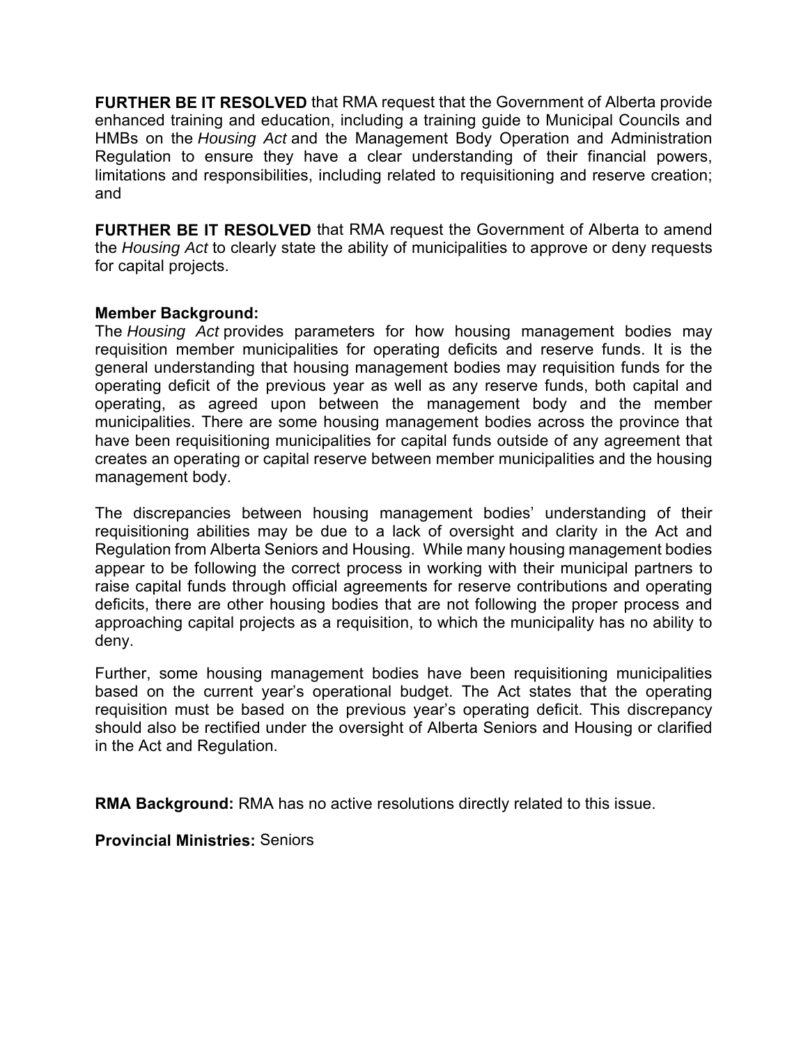**FURTHER BE IT RESOLVED** that RMA request that the Government of Alberta provide enhanced training and education, including a training guide to Municipal Councils and HMBs on the *Housing Act* and the Management Body Operation and Administration Regulation to ensure they have a clear understanding of their financial powers, limitations and responsibilities, including related to requisitioning and reserve creation; and

**FURTHER BE IT RESOLVED** that RMA request the Government of Alberta to amend the *Housing Act* to clearly state the ability of municipalities to approve or deny requests for capital projects.

**Member Background:**
The *Housing Act* provides parameters for how housing management bodies may requisition member municipalities for operating deficits and reserve funds. It is the general understanding that housing management bodies may requisition funds for the operating deficit of the previous year as well as any reserve funds, both capital and operating, as agreed upon between the management body and the member municipalities. There are some housing management bodies across the province that have been requisitioning municipalities for capital funds outside of any agreement that creates an operating or capital reserve between member municipalities and the housing management body.

The discrepancies between housing management bodies' understanding of their requisitioning abilities may be due to a lack of oversight and clarity in the Act and Regulation from Alberta Seniors and Housing. While many housing management bodies appear to be following the correct process in working with their municipal partners to raise capital funds through official agreements for reserve contributions and operating deficits, there are other housing bodies that are not following the proper process and approaching capital projects as a requisition, to which the municipality has no ability to deny.

Further, some housing management bodies have been requisitioning municipalities based on the current year's operational budget. The Act states that the operating requisition must be based on the previous year's operating deficit. This discrepancy should also be rectified under the oversight of Alberta Seniors and Housing or clarified in the Act and Regulation.

**RMA Background:** RMA has no active resolutions directly related to this issue.

**Provincial Ministries:** Seniors